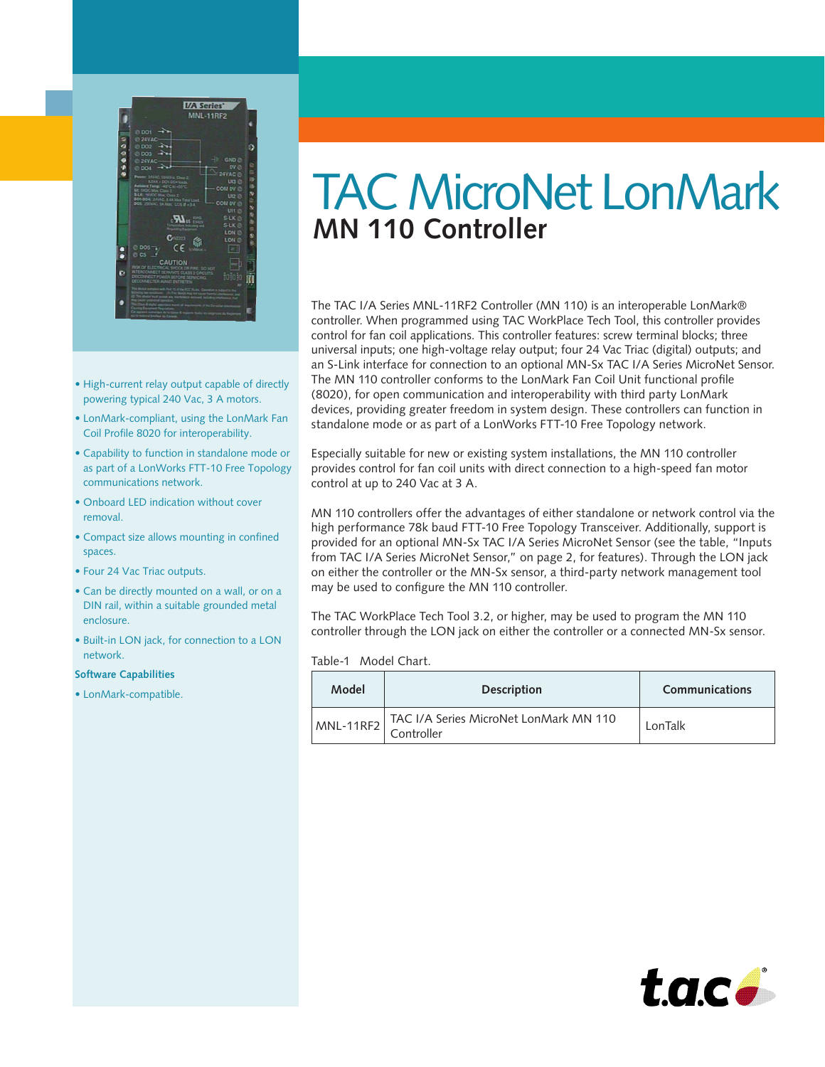# TAC MicroNet LonMark

## MN 110 Controller

The TAC I/A Series MNL-11RF2 Controller (MN 110) is an interoperable LonMark® controller. When programmed using TAC WorkPlace Tech Tool, this controller provides control for fan coil applications. This controller features: screw terminal blocks; three universal inputs; one high-voltage relay output; four 24 Vac Triac (digital) outputs; and an S-Link interface for connection to an optional MN-Sx TAC I/A Series MicroNet Sensor. The MN 110 controller conforms to the LonMark Fan Coil Unit functional profile (8020), for open communication and interoperability with third party LonMark devices, providing greater freedom in system design. These controllers can function in standalone mode or as part of a LonWorks FTT-10 Free Topology network.

Especially suitable for new or existing system installations, the MN 110 controller provides control for fan coil units with direct connection to a high-speed fan motor control at up to 240 Vac at 3 A.

MN 110 controllers offer the advantages of either standalone or network control via the high performance 78k baud FTT-10 Free Topology Transceiver. Additionally, support is provided for an optional MN-Sx TAC I/A Series MicroNet Sensor (see the table, "Inputs from TAC I/A Series MicroNet Sensor," on page 2, for features). Through the LON jack on either the controller or the MN-Sx sensor, a third-party network management tool may be used to configure the MN 110 controller.

The TAC WorkPlace Tech Tool 3.2, or higher, may be used to program the MN 110 controller through the LON jack on either the controller or a connected MN-Sx sensor.

Table-1 Model Chart.

| Model | Description | Communications |
|---|---|---|
| MNL-11RF2 | TAC I/A Series MicroNet LonMark MN 110 Controller | LonTalk |

- High-current relay output capable of directly powering typical 240 Vac, 3 A motors.
- LonMark-compliant, using the LonMark Fan Coil Profile 8020 for interoperability.
- Capability to function in standalone mode or as part of a LonWorks FTT-10 Free Topology communications network.
- Onboard LED indication without cover removal.
- Compact size allows mounting in confined spaces.
- Four 24 Vac Triac outputs.
- Can be directly mounted on a wall, or on a DIN rail, within a suitable grounded metal enclosure.
- Built-in LON jack, for connection to a LON network.

**Software Capabilities**

- LonMark-compatible.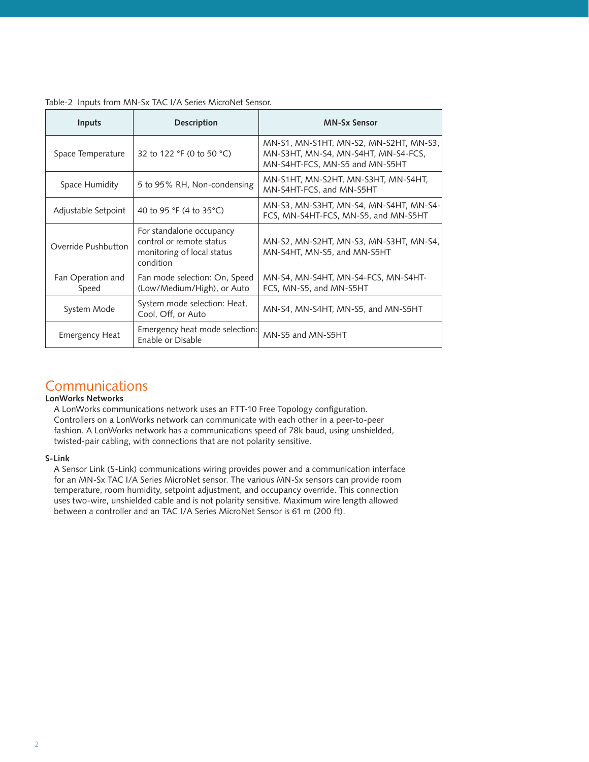Table-2 Inputs from MN-Sx TAC I/A Series MicroNet Sensor.

| Inputs | Description | MN-Sx Sensor |
|---|---|---|
| Space Temperature | 32 to 122 °F (0 to 50 °C) | MN-S1, MN-S1HT, MN-S2, MN-S2HT, MN-S3, MN-S3HT, MN-S4, MN-S4HT, MN-S4-FCS, MN-S4HT-FCS, MN-S5 and MN-S5HT |
| Space Humidity | 5 to 95% RH, Non-condensing | MN-S1HT, MN-S2HT, MN-S3HT, MN-S4HT, MN-S4HT-FCS, and MN-S5HT |
| Adjustable Setpoint | 40 to 95 °F (4 to 35°C) | MN-S3, MN-S3HT, MN-S4, MN-S4HT, MN-S4-FCS, MN-S4HT-FCS, MN-S5, and MN-S5HT |
| Override Pushbutton | For standalone occupancy control or remote status monitoring of local status condition | MN-S2, MN-S2HT, MN-S3, MN-S3HT, MN-S4, MN-S4HT, MN-S5, and MN-S5HT |
| Fan Operation and Speed | Fan mode selection: On, Speed (Low/Medium/High), or Auto | MN-S4, MN-S4HT, MN-S4-FCS, MN-S4HT-FCS, MN-S5, and MN-S5HT |
| System Mode | System mode selection: Heat, Cool, Off, or Auto | MN-S4, MN-S4HT, MN-S5, and MN-S5HT |
| Emergency Heat | Emergency heat mode selection: Enable or Disable | MN-S5 and MN-S5HT |

## Communications

**LonWorks Networks**

A LonWorks communications network uses an FTT-10 Free Topology configuration. Controllers on a LonWorks network can communicate with each other in a peer-to-peer fashion. A LonWorks network has a communications speed of 78k baud, using unshielded, twisted-pair cabling, with connections that are not polarity sensitive.

**S-Link**

A Sensor Link (S-Link) communications wiring provides power and a communication interface for an MN-Sx TAC I/A Series MicroNet sensor. The various MN-Sx sensors can provide room temperature, room humidity, setpoint adjustment, and occupancy override. This connection uses two-wire, unshielded cable and is not polarity sensitive. Maximum wire length allowed between a controller and an TAC I/A Series MicroNet Sensor is 61 m (200 ft).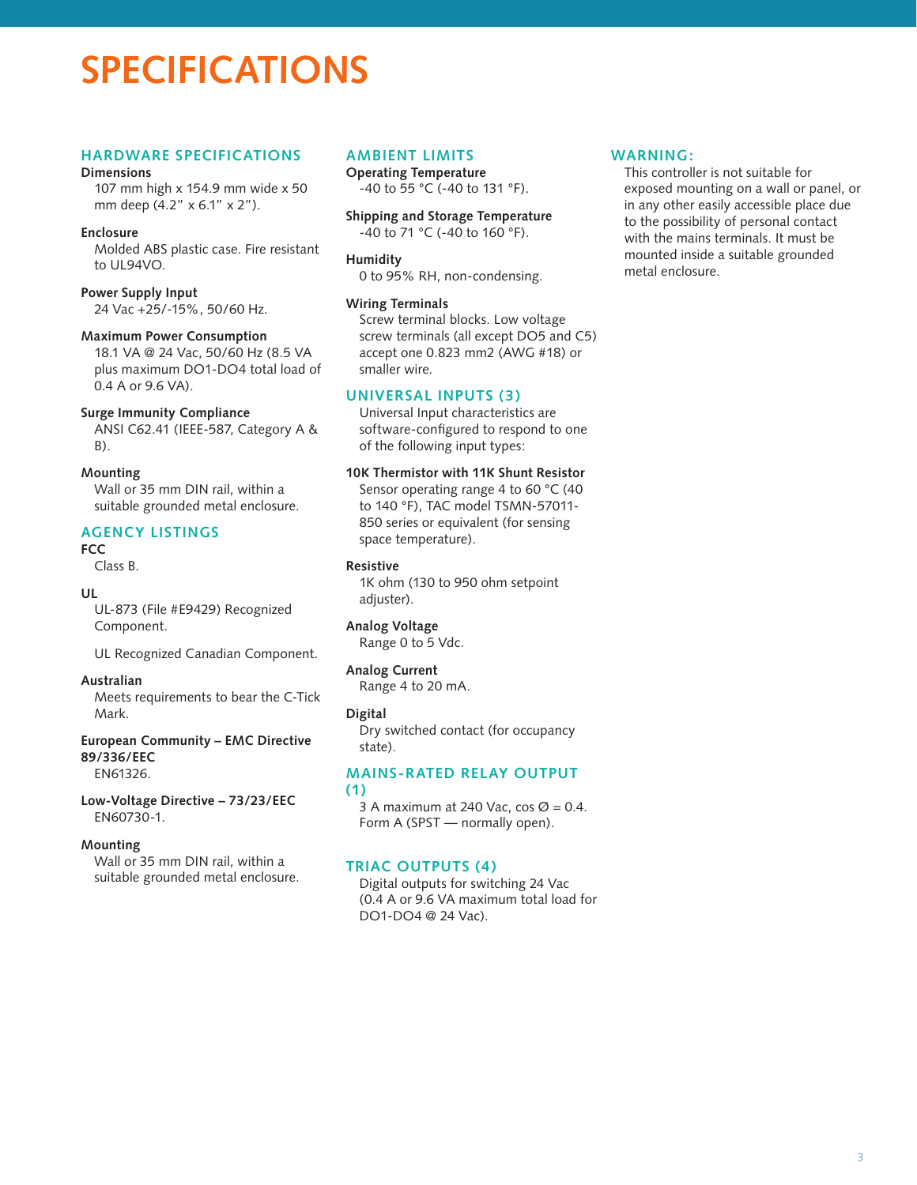# SPECIFICATIONS

## HARDWARE SPECIFICATIONS

**Dimensions**
107 mm high x 154.9 mm wide x 50 mm deep (4.2" x 6.1" x 2").

**Enclosure**
Molded ABS plastic case. Fire resistant to UL94VO.

**Power Supply Input**
24 Vac +25/-15%, 50/60 Hz.

**Maximum Power Consumption**
18.1 VA @ 24 Vac, 50/60 Hz (8.5 VA plus maximum DO1-DO4 total load of 0.4 A or 9.6 VA).

**Surge Immunity Compliance**
ANSI C62.41 (IEEE-587, Category A & B).

**Mounting**
Wall or 35 mm DIN rail, within a suitable grounded metal enclosure.

## AGENCY LISTINGS

**FCC**
Class B.

**UL**
UL-873 (File #E9429) Recognized Component.

UL Recognized Canadian Component.

**Australian**
Meets requirements to bear the C-Tick Mark.

**European Community – EMC Directive 89/336/EEC**
EN61326.

**Low-Voltage Directive – 73/23/EEC**
EN60730-1.

**Mounting**
Wall or 35 mm DIN rail, within a suitable grounded metal enclosure.

## AMBIENT LIMITS

**Operating Temperature**
-40 to 55 °C (-40 to 131 °F).

**Shipping and Storage Temperature**
-40 to 71 °C (-40 to 160 °F).

**Humidity**
0 to 95% RH, non-condensing.

**Wiring Terminals**
Screw terminal blocks. Low voltage screw terminals (all except DO5 and C5) accept one 0.823 mm2 (AWG #18) or smaller wire.

## UNIVERSAL INPUTS (3)

Universal Input characteristics are software-configured to respond to one of the following input types:

**10K Thermistor with 11K Shunt Resistor**
Sensor operating range 4 to 60 °C (40 to 140 °F), TAC model TSMN-57011-850 series or equivalent (for sensing space temperature).

**Resistive**
1K ohm (130 to 950 ohm setpoint adjuster).

**Analog Voltage**
Range 0 to 5 Vdc.

**Analog Current**
Range 4 to 20 mA.

**Digital**
Dry switched contact (for occupancy state).

## MAINS-RATED RELAY OUTPUT (1)

3 A maximum at 240 Vac, cos Ø = 0.4. Form A (SPST — normally open).

## TRIAC OUTPUTS (4)

Digital outputs for switching 24 Vac (0.4 A or 9.6 VA maximum total load for DO1-DO4 @ 24 Vac).

## WARNING:

This controller is not suitable for exposed mounting on a wall or panel, or in any other easily accessible place due to the possibility of personal contact with the mains terminals. It must be mounted inside a suitable grounded metal enclosure.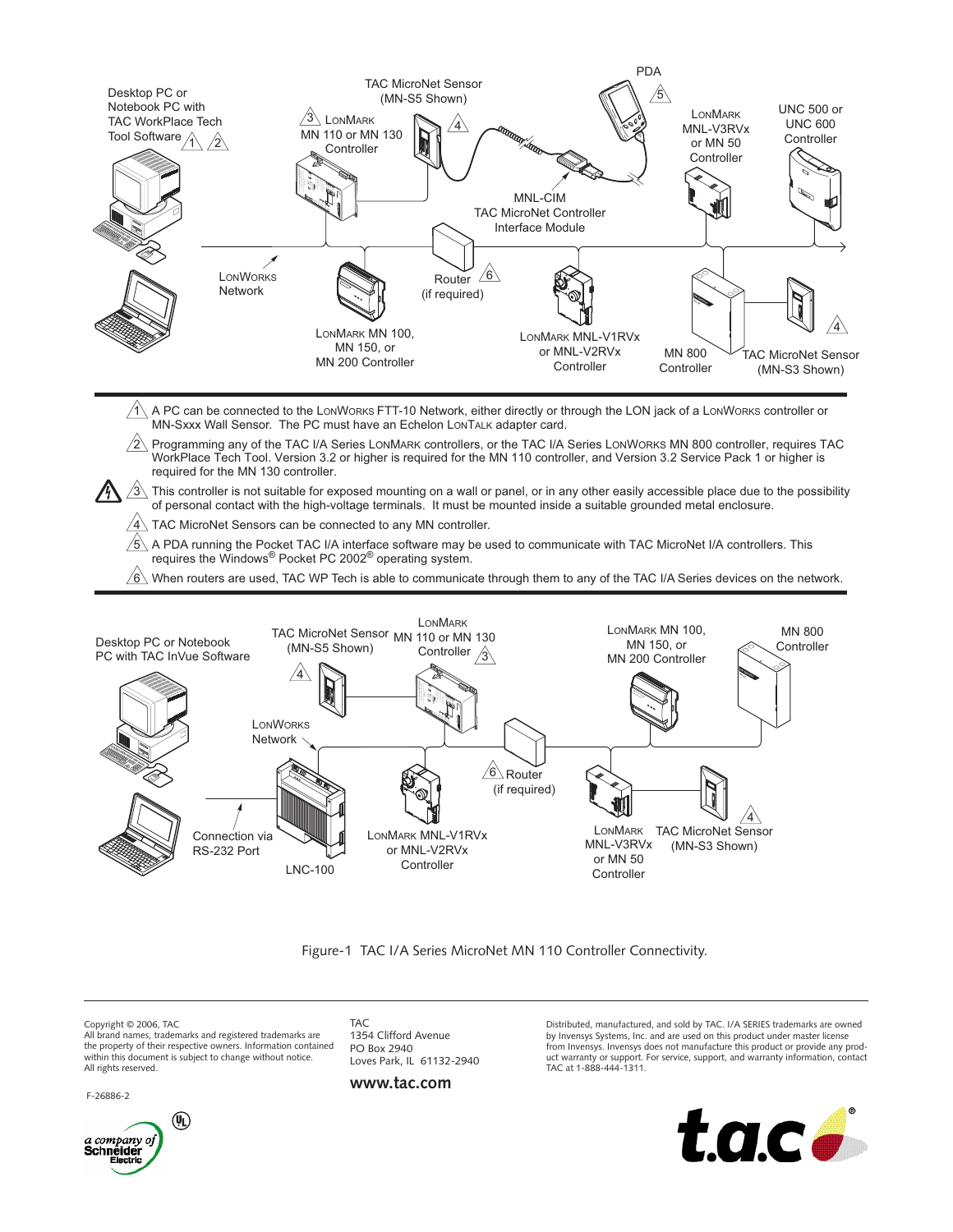Desktop PC or Notebook PC with TAC WorkPlace Tech Tool Software 1 2

TAC MicroNet Sensor (MN-S5 Shown)

3 LonMark MN 110 or MN 130 Controller

4

PDA

5

LonMark MNL-V3RVx or MN 50 Controller

UNC 500 or UNC 600 Controller

MNL-CIM TAC MicroNet Controller Interface Module

LonWorks Network

Router (if required) 6

LonMark MN 100, MN 150, or MN 200 Controller

LonMark MNL-V1RVx or MNL-V2RVx Controller

MN 800 Controller

TAC MicroNet Sensor (MN-S3 Shown) 4

1. A PC can be connected to the LonWorks FTT-10 Network, either directly or through the LON jack of a LonWorks controller or MN-Sxxx Wall Sensor. The PC must have an Echelon LonTalk adapter card.
2. Programming any of the TAC I/A Series LonMark controllers, or the TAC I/A Series LonWorks MN 800 controller, requires TAC WorkPlace Tech Tool. Version 3.2 or higher is required for the MN 110 controller, and Version 3.2 Service Pack 1 or higher is required for the MN 130 controller.
3. This controller is not suitable for exposed mounting on a wall or panel, or in any other easily accessible place due to the possibility of personal contact with the high-voltage terminals. It must be mounted inside a suitable grounded metal enclosure.
4. TAC MicroNet Sensors can be connected to any MN controller.
5. A PDA running the Pocket TAC I/A interface software may be used to communicate with TAC MicroNet I/A controllers. This requires the Windows® Pocket PC 2002® operating system.
6. When routers are used, TAC WP Tech is able to communicate through them to any of the TAC I/A Series devices on the network.

Desktop PC or Notebook PC with TAC InVue Software

TAC MicroNet Sensor (MN-S5 Shown) 4

LonMark MN 110 or MN 130 Controller 3

LonMark MN 100, MN 150, or MN 200 Controller

MN 800 Controller

LonWorks Network

Connection via RS-232 Port

LNC-100

LonMark MNL-V1RVx or MNL-V2RVx Controller

6 Router (if required)

LonMark MNL-V3RVx or MN 50 Controller

TAC MicroNet Sensor (MN-S3 Shown) 4

Figure-1 TAC I/A Series MicroNet MN 110 Controller Connectivity.

Copyright © 2006, TAC
All brand names, trademarks and registered trademarks are the property of their respective owners. Information contained within this document is subject to change without notice.
All rights reserved.

F-26886-2

TAC
1354 Clifford Avenue
PO Box 2940
Loves Park, IL 61132-2940

**www.tac.com**

Distributed, manufactured, and sold by TAC. I/A SERIES trademarks are owned by Invensys Systems, Inc. and are used on this product under master license from Invensys. Invensys does not manufacture this product or provide any product warranty or support. For service, support, and warranty information, contact TAC at 1-888-444-1311.

a company of Schneider Electric

t.a.c